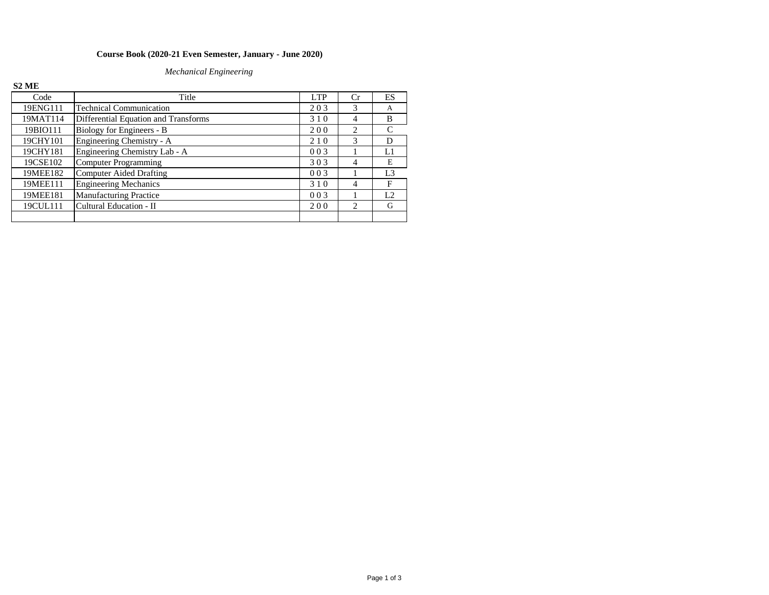**Course Book (2020-21 Even Semester, January - June 2020)**

*Mechanical Engineering*

**S2 ME**

| Code | Title | LTP | Cr | ES |
|---|---|---|---|---|
| 19ENG111 | Technical Communication | 2 0 3 | 3 | A |
| 19MAT114 | Differential Equation and Transforms | 3 1 0 | 4 | B |
| 19BIO111 | Biology for Engineers - B | 2 0 0 | 2 | C |
| 19CHY101 | Engineering Chemistry - A | 2 1 0 | 3 | D |
| 19CHY181 | Engineering Chemistry Lab - A | 0 0 3 | 1 | L1 |
| 19CSE102 | Computer Programming | 3 0 3 | 4 | E |
| 19MEE182 | Computer Aided Drafting | 0 0 3 | 1 | L3 |
| 19MEE111 | Engineering Mechanics | 3 1 0 | 4 | F |
| 19MEE181 | Manufacturing Practice | 0 0 3 | 1 | L2 |
| 19CUL111 | Cultural Education - II | 2 0 0 | 2 | G |
| | | | | |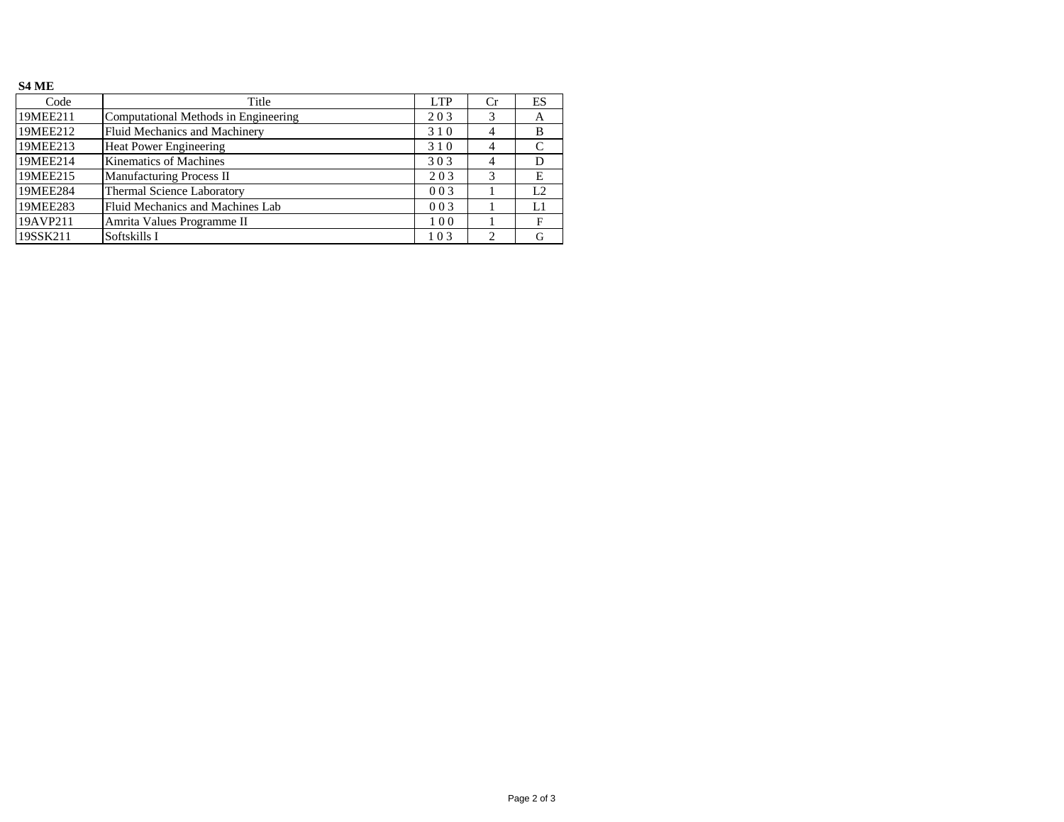**S4 ME**

| Code | Title | LTP | Cr | ES |
|---|---|---|---|---|
| 19MEE211 | Computational Methods in Engineering | 2 0 3 | 3 | A |
| 19MEE212 | Fluid Mechanics and Machinery | 3 1 0 | 4 | B |
| 19MEE213 | Heat Power Engineering | 3 1 0 | 4 | C |
| 19MEE214 | Kinematics of Machines | 3 0 3 | 4 | D |
| 19MEE215 | Manufacturing Process II | 2 0 3 | 3 | E |
| 19MEE284 | Thermal Science Laboratory | 0 0 3 | 1 | L2 |
| 19MEE283 | Fluid Mechanics and Machines Lab | 0 0 3 | 1 | L1 |
| 19AVP211 | Amrita Values Programme II | 1 0 0 | 1 | F |
| 19SSK211 | Softskills I | 1 0 3 | 2 | G |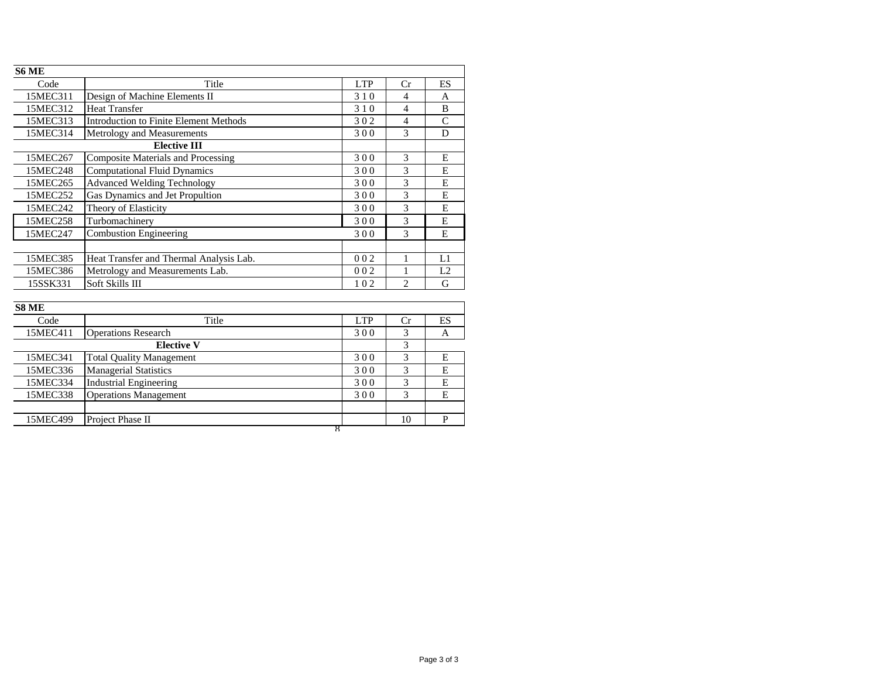| S6 ME | | | | |
|---|---|---|---|---|
| Code | Title | LTP | Cr | ES |
| 15MEC311 | Design of Machine Elements II | 3 1 0 | 4 | A |
| 15MEC312 | Heat Transfer | 3 1 0 | 4 | B |
| 15MEC313 | Introduction to Finite Element Methods | 3 0 2 | 4 | C |
| 15MEC314 | Metrology and Measurements | 3 0 0 | 3 | D |
| | **Elective III** | | | |
| 15MEC267 | Composite Materials and Processing | 3 0 0 | 3 | E |
| 15MEC248 | Computational Fluid Dynamics | 3 0 0 | 3 | E |
| 15MEC265 | Advanced Welding Technology | 3 0 0 | 3 | E |
| 15MEC252 | Gas Dynamics and Jet Propultion | 3 0 0 | 3 | E |
| 15MEC242 | Theory of Elasticity | 3 0 0 | 3 | E |
| 15MEC258 | Turbomachinery | 3 0 0 | 3 | E |
| 15MEC247 | Combustion Engineering | 3 0 0 | 3 | E |
| | | | | |
| 15MEC385 | Heat Transfer and Thermal Analysis Lab. | 0 0 2 | 1 | L1 |
| 15MEC386 | Metrology and Measurements Lab. | 0 0 2 | 1 | L2 |
| 15SSK331 | Soft Skills III | 1 0 2 | 2 | G |

| S8 ME | | | | |
|---|---|---|---|---|
| Code | Title | LTP | Cr | ES |
| 15MEC411 | Operations Research | 3 0 0 | 3 | A |
| | **Elective V** | | 3 | |
| 15MEC341 | Total Quality Management | 3 0 0 | 3 | E |
| 15MEC336 | Managerial Statistics | 3 0 0 | 3 | E |
| 15MEC334 | Industrial Engineering | 3 0 0 | 3 | E |
| 15MEC338 | Operations Management | 3 0 0 | 3 | E |
| | | | | |
| 15MEC499 | Project Phase II | | 10 | P |